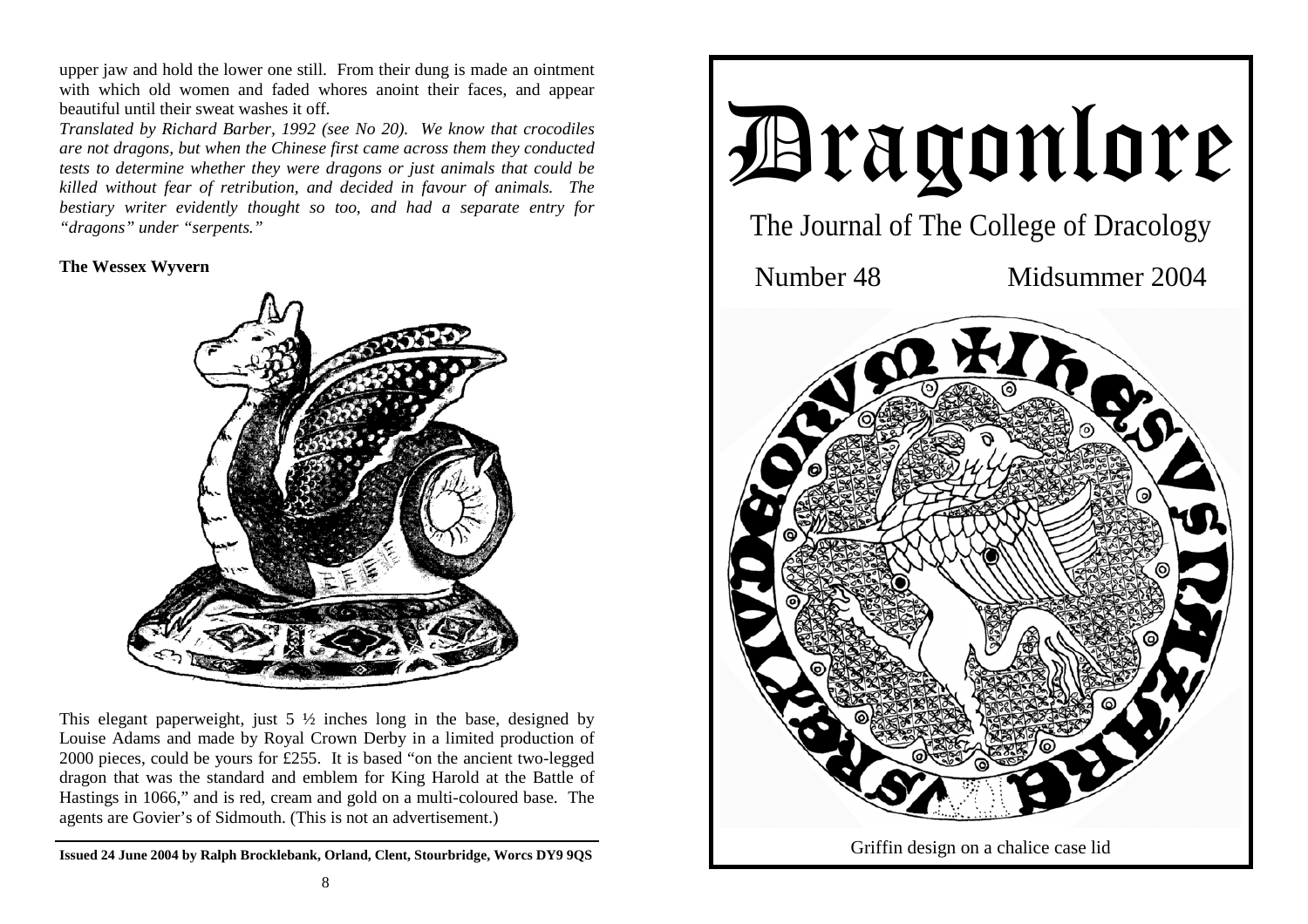upper jaw and hold the lower one still. From their dung is made an ointment with which old women and faded whores anoint their faces, and appear beautiful until their sweat washes it off.

*Translated by Richard Barber, 1992 (see No 20). We know that crocodiles are not dragons, but when the Chinese first came across them they conducted tests to determine whether they were dragons or just animals that could be killed without fear of retribution, and decided in favour of animals. The bestiary writer evidently thought so too, and had a separate entry for "dragons" under "serpents."*

**The Wessex Wyvern**

This elegant paperweight, just 5 ½ inches long in the base, designed by Louise Adams and made by Royal Crown Derby in a limited production of 2000 pieces, could be yours for £255. It is based "on the ancient two-legged dragon that was the standard and emblem for King Harold at the Battle of Hastings in 1066," and is red, cream and gold on a multi-coloured base. The agents are Govier's of Sidmouth. (This is not an advertisement.)

**Issued 24 June 2004 by Ralph Brocklebank, Orland, Clent, Stourbridge, Worcs DY9 9QS**

# Dragonlore

The Journal of The College of Dracology

Number 48 Midsummer 2004

Griffin design on a chalice case lid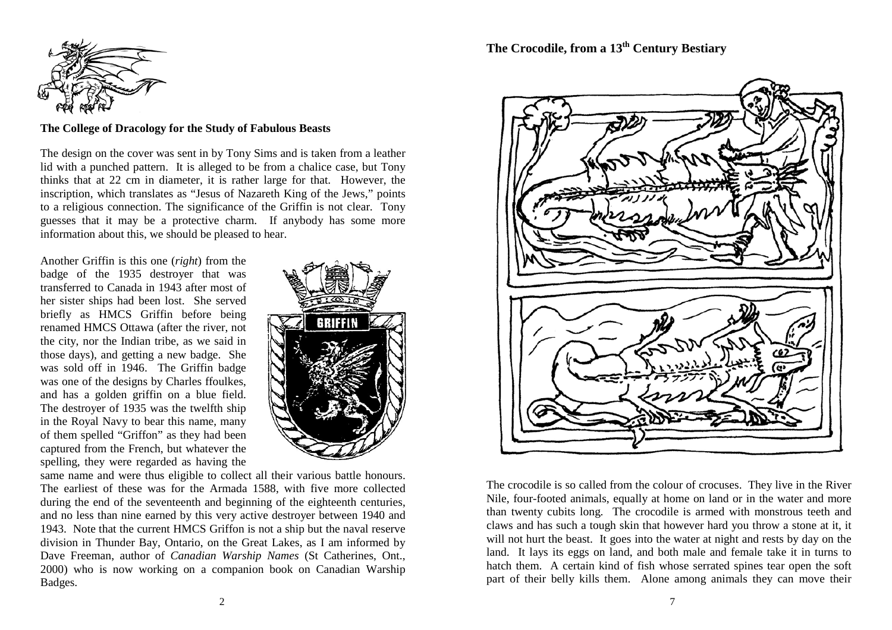## The College of Dracology for the Study of Fabulous Beasts

The design on the cover was sent in by Tony Sims and is taken from a leather lid with a punched pattern. It is alleged to be from a chalice case, but Tony thinks that at 22 cm in diameter, it is rather large for that. However, the inscription, which translates as "Jesus of Nazareth King of the Jews," points to a religious connection. The significance of the Griffin is not clear. Tony guesses that it may be a protective charm. If anybody has some more information about this, we should be pleased to hear.

Another Griffin is this one (*right*) from the badge of the 1935 destroyer that was transferred to Canada in 1943 after most of her sister ships had been lost. She served briefly as HMCS Griffin before being renamed HMCS Ottawa (after the river, not the city, nor the Indian tribe, as we said in those days), and getting a new badge. She was sold off in 1946. The Griffin badge was one of the designs by Charles ffoulkes, and has a golden griffin on a blue field. The destroyer of 1935 was the twelfth ship in the Royal Navy to bear this name, many of them spelled "Griffon" as they had been captured from the French, but whatever the spelling, they were regarded as having the same name and were thus eligible to collect all their various battle honours. The earliest of these was for the Armada 1588, with five more collected during the end of the seventeenth and beginning of the eighteenth centuries, and no less than nine earned by this very active destroyer between 1940 and 1943. Note that the current HMCS Griffon is not a ship but the naval reserve division in Thunder Bay, Ontario, on the Great Lakes, as I am informed by Dave Freeman, author of *Canadian Warship Names* (St Catherines, Ont., 2000) who is now working on a companion book on Canadian Warship Badges.

## The Crocodile, from a 13th Century Bestiary

The crocodile is so called from the colour of crocuses. They live in the River Nile, four-footed animals, equally at home on land or in the water and more than twenty cubits long. The crocodile is armed with monstrous teeth and claws and has such a tough skin that however hard you throw a stone at it, it will not hurt the beast. It goes into the water at night and rests by day on the land. It lays its eggs on land, and both male and female take it in turns to hatch them. A certain kind of fish whose serrated spines tear open the soft part of their belly kills them. Alone among animals they can move their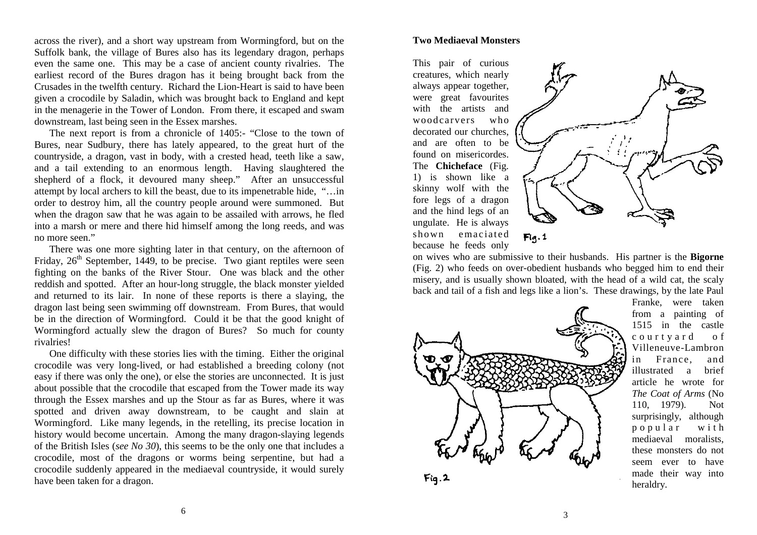across the river), and a short way upstream from Wormingford, but on the Suffolk bank, the village of Bures also has its legendary dragon, perhaps even the same one. This may be a case of ancient county rivalries. The earliest record of the Bures dragon has it being brought back from the Crusades in the twelfth century. Richard the Lion-Heart is said to have been given a crocodile by Saladin, which was brought back to England and kept in the menagerie in the Tower of London. From there, it escaped and swam downstream, last being seen in the Essex marshes.

The next report is from a chronicle of 1405:- "Close to the town of Bures, near Sudbury, there has lately appeared, to the great hurt of the countryside, a dragon, vast in body, with a crested head, teeth like a saw, and a tail extending to an enormous length. Having slaughtered the shepherd of a flock, it devoured many sheep." After an unsuccessful attempt by local archers to kill the beast, due to its impenetrable hide, "…in order to destroy him, all the country people around were summoned. But when the dragon saw that he was again to be assailed with arrows, he fled into a marsh or mere and there hid himself among the long reeds, and was no more seen."

There was one more sighting later in that century, on the afternoon of Friday, 26th September, 1449, to be precise. Two giant reptiles were seen fighting on the banks of the River Stour. One was black and the other reddish and spotted. After an hour-long struggle, the black monster yielded and returned to its lair. In none of these reports is there a slaying, the dragon last being seen swimming off downstream. From Bures, that would be in the direction of Wormingford. Could it be that the good knight of Wormingford actually slew the dragon of Bures? So much for county rivalries!

One difficulty with these stories lies with the timing. Either the original crocodile was very long-lived, or had established a breeding colony (not easy if there was only the one), or else the stories are unconnected. It is just about possible that the crocodile that escaped from the Tower made its way through the Essex marshes and up the Stour as far as Bures, where it was spotted and driven away downstream, to be caught and slain at Wormingford. Like many legends, in the retelling, its precise location in history would become uncertain. Among the many dragon-slaying legends of the British Isles (*see No 30*), this seems to be the only one that includes a crocodile, most of the dragons or worms being serpentine, but had a crocodile suddenly appeared in the mediaeval countryside, it would surely have been taken for a dragon.

**Two Mediaeval Monsters**

This pair of curious creatures, which nearly always appear together, were great favourites with the artists and woodcarvers who decorated our churches, and are often to be found on misericordes. The **Chicheface** (Fig. 1) is shown like a skinny wolf with the fore legs of a dragon and the hind legs of an ungulate. He is always shown emaciated because he feeds only on wives who are submissive to their husbands. His partner is the **Bigorne** (Fig. 2) who feeds on over-obedient husbands who begged him to end their misery, and is usually shown bloated, with the head of a wild cat, the scaly back and tail of a fish and legs like a lion's. These drawings, by the late Paul Franke, were taken from a painting of 1515 in the castle courtyard of Villeneuve-Lambron in France, and illustrated a brief article he wrote for *The Coat of Arms* (No 110, 1979). Not surprisingly, although popular with mediaeval moralists, these monsters do not seem ever to have made their way into heraldry.

Fig. 1

Fig. 2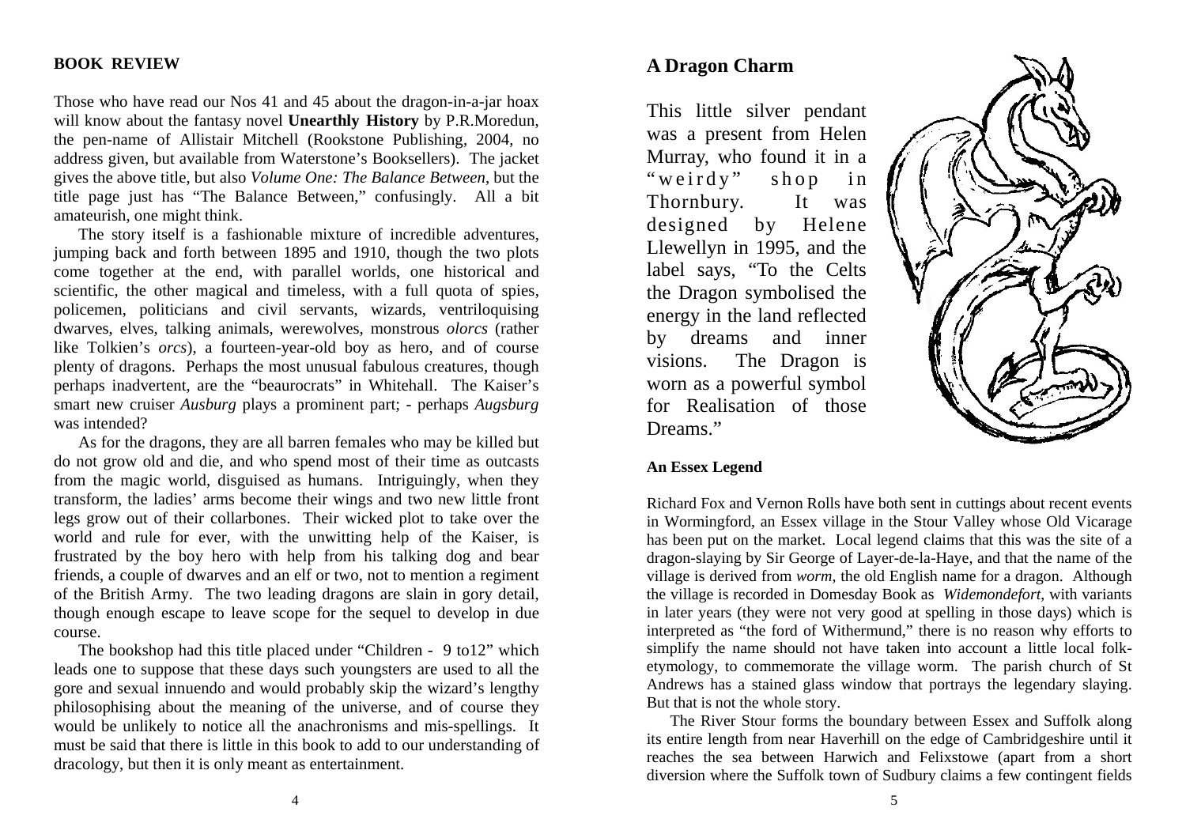**BOOK REVIEW**

Those who have read our Nos 41 and 45 about the dragon-in-a-jar hoax will know about the fantasy novel **Unearthly History** by P.R.Moredun, the pen-name of Allistair Mitchell (Rookstone Publishing, 2004, no address given, but available from Waterstone's Booksellers). The jacket gives the above title, but also *Volume One: The Balance Between*, but the title page just has "The Balance Between," confusingly. All a bit amateurish, one might think.

The story itself is a fashionable mixture of incredible adventures, jumping back and forth between 1895 and 1910, though the two plots come together at the end, with parallel worlds, one historical and scientific, the other magical and timeless, with a full quota of spies, policemen, politicians and civil servants, wizards, ventriloquising dwarves, elves, talking animals, werewolves, monstrous *olorcs* (rather like Tolkien's *orcs*), a fourteen-year-old boy as hero, and of course plenty of dragons. Perhaps the most unusual fabulous creatures, though perhaps inadvertent, are the "beaurocrats" in Whitehall. The Kaiser's smart new cruiser *Ausburg* plays a prominent part; - perhaps *Augsburg* was intended?

As for the dragons, they are all barren females who may be killed but do not grow old and die, and who spend most of their time as outcasts from the magic world, disguised as humans. Intriguingly, when they transform, the ladies' arms become their wings and two new little front legs grow out of their collarbones. Their wicked plot to take over the world and rule for ever, with the unwitting help of the Kaiser, is frustrated by the boy hero with help from his talking dog and bear friends, a couple of dwarves and an elf or two, not to mention a regiment of the British Army. The two leading dragons are slain in gory detail, though enough escape to leave scope for the sequel to develop in due course.

The bookshop had this title placed under "Children - 9 to12" which leads one to suppose that these days such youngsters are used to all the gore and sexual innuendo and would probably skip the wizard's lengthy philosophising about the meaning of the universe, and of course they would be unlikely to notice all the anachronisms and mis-spellings. It must be said that there is little in this book to add to our understanding of dracology, but then it is only meant as entertainment.

## A Dragon Charm

This little silver pendant was a present from Helen Murray, who found it in a "weirdy" shop in Thornbury. It was designed by Helene Llewellyn in 1995, and the label says, "To the Celts the Dragon symbolised the energy in the land reflected by dreams and inner visions. The Dragon is worn as a powerful symbol for Realisation of those Dreams."

**An Essex Legend**

Richard Fox and Vernon Rolls have both sent in cuttings about recent events in Wormingford, an Essex village in the Stour Valley whose Old Vicarage has been put on the market. Local legend claims that this was the site of a dragon-slaying by Sir George of Layer-de-la-Haye, and that the name of the village is derived from *worm*, the old English name for a dragon. Although the village is recorded in Domesday Book as *Widemondefort*, with variants in later years (they were not very good at spelling in those days) which is interpreted as "the ford of Withermund," there is no reason why efforts to simplify the name should not have taken into account a little local folk-etymology, to commemorate the village worm. The parish church of St Andrews has a stained glass window that portrays the legendary slaying. But that is not the whole story.

The River Stour forms the boundary between Essex and Suffolk along its entire length from near Haverhill on the edge of Cambridgeshire until it reaches the sea between Harwich and Felixstowe (apart from a short diversion where the Suffolk town of Sudbury claims a few contingent fields